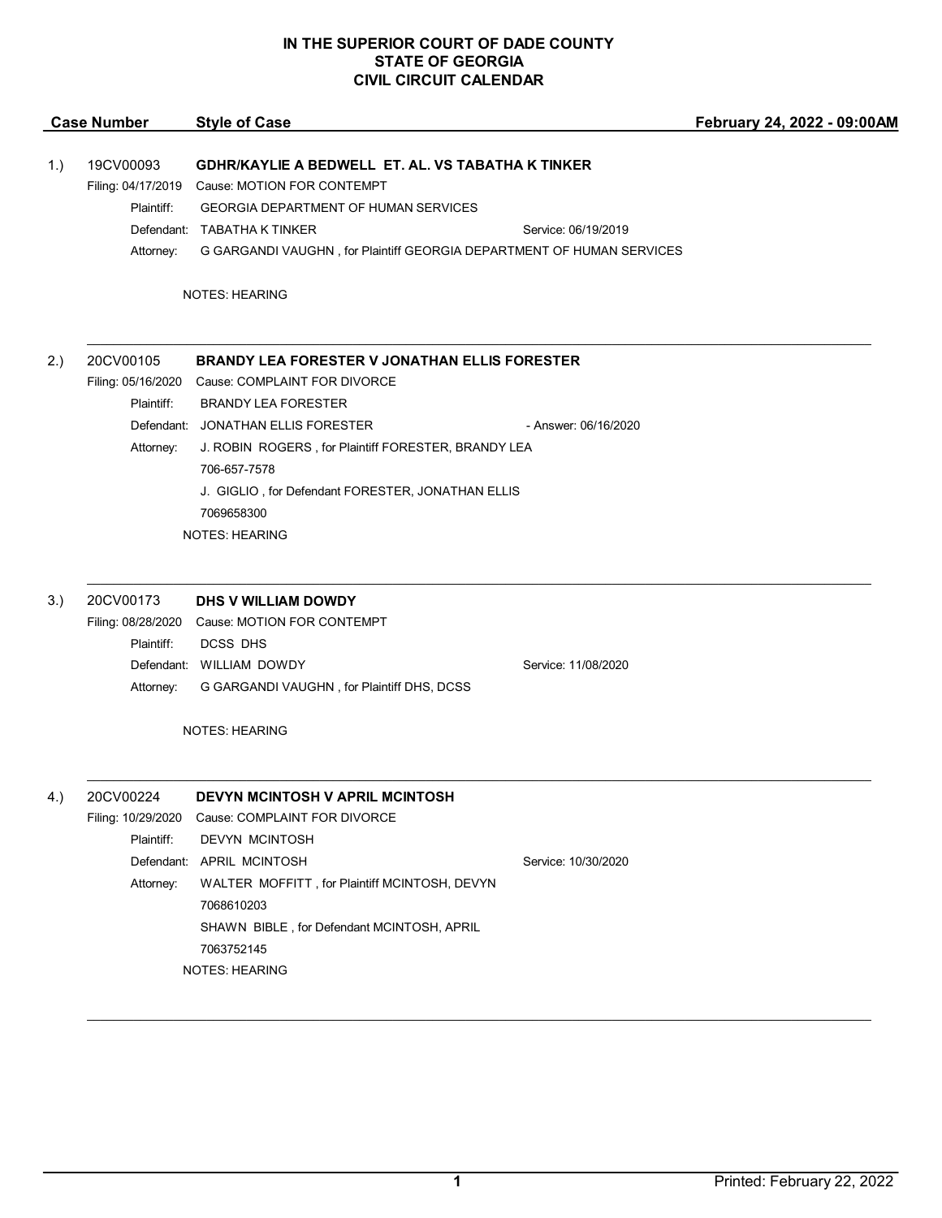# IN THE SUPERIOR COURT OF DADE COUNTY
# STATE OF GEORGIA
# CIVIL CIRCUIT CALENDAR

**Case Number** | **Style of Case** | **February 24, 2022 - 09:00AM**

---

1.) 19CV00093 **GDHR/KAYLIE A BEDWELL ET. AL. VS TABATHA K TINKER**

Filing: 04/17/2019 Cause: MOTION FOR CONTEMPT

Plaintiff: GEORGIA DEPARTMENT OF HUMAN SERVICES

Defendant: TABATHA K TINKER Service: 06/19/2019

Attorney: G GARGANDI VAUGHN , for Plaintiff GEORGIA DEPARTMENT OF HUMAN SERVICES

NOTES: HEARING

---

2.) 20CV00105 **BRANDY LEA FORESTER V JONATHAN ELLIS FORESTER**

Filing: 05/16/2020 Cause: COMPLAINT FOR DIVORCE

Plaintiff: BRANDY LEA FORESTER

Defendant: JONATHAN ELLIS FORESTER - Answer: 06/16/2020

Attorney: J. ROBIN ROGERS , for Plaintiff FORESTER, BRANDY LEA
706-657-7578
J. GIGLIO , for Defendant FORESTER, JONATHAN ELLIS
7069658300

NOTES: HEARING

---

3.) 20CV00173 **DHS V WILLIAM DOWDY**

Filing: 08/28/2020 Cause: MOTION FOR CONTEMPT

Plaintiff: DCSS DHS

Defendant: WILLIAM DOWDY Service: 11/08/2020

Attorney: G GARGANDI VAUGHN , for Plaintiff DHS, DCSS

NOTES: HEARING

---

4.) 20CV00224 **DEVYN MCINTOSH V APRIL MCINTOSH**

Filing: 10/29/2020 Cause: COMPLAINT FOR DIVORCE

Plaintiff: DEVYN MCINTOSH

Defendant: APRIL MCINTOSH Service: 10/30/2020

Attorney: WALTER MOFFITT , for Plaintiff MCINTOSH, DEVYN
7068610203
SHAWN BIBLE , for Defendant MCINTOSH, APRIL
7063752145

NOTES: HEARING

---

Printed: February 22, 2022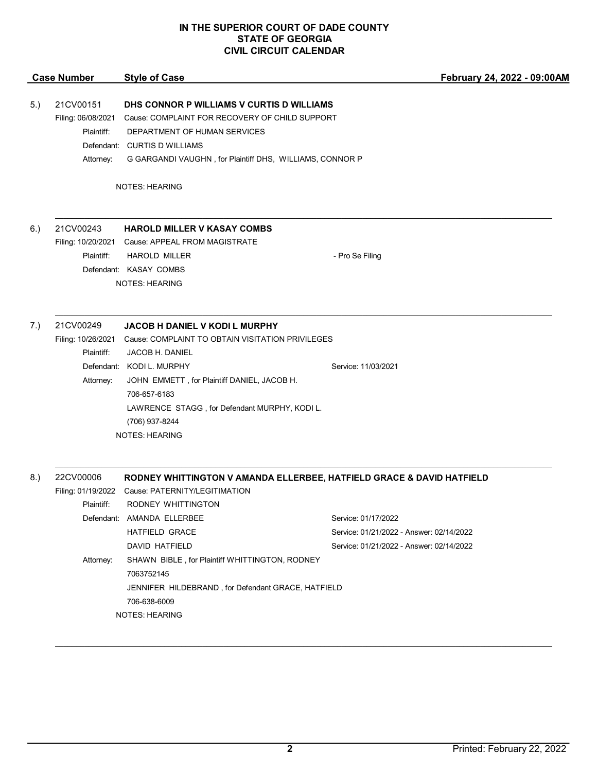# IN THE SUPERIOR COURT OF DADE COUNTY
## STATE OF GEORGIA
## CIVIL CIRCUIT CALENDAR

**Case Number** | **Style of Case** | **February 24, 2022 - 09:00AM**

---

5.) 21CV00151 **DHS CONNOR P WILLIAMS V CURTIS D WILLIAMS**

Filing: 06/08/2021 Cause: COMPLAINT FOR RECOVERY OF CHILD SUPPORT

Plaintiff: DEPARTMENT OF HUMAN SERVICES

Defendant: CURTIS D WILLIAMS

Attorney: G GARGANDI VAUGHN , for Plaintiff DHS, WILLIAMS, CONNOR P

NOTES: HEARING

---

6.) 21CV00243 **HAROLD MILLER V KASAY COMBS**

Filing: 10/20/2021 Cause: APPEAL FROM MAGISTRATE

Plaintiff: HAROLD MILLER - Pro Se Filing

Defendant: KASAY COMBS

NOTES: HEARING

---

7.) 21CV00249 **JACOB H DANIEL V KODI L MURPHY**

Filing: 10/26/2021 Cause: COMPLAINT TO OBTAIN VISITATION PRIVILEGES

Plaintiff: JACOB H. DANIEL

Defendant: KODI L. MURPHY Service: 11/03/2021

Attorney: JOHN EMMETT , for Plaintiff DANIEL, JACOB H.
706-657-6183
LAWRENCE STAGG , for Defendant MURPHY, KODI L.
(706) 937-8244

NOTES: HEARING

---

8.) 22CV00006 **RODNEY WHITTINGTON V AMANDA ELLERBEE, HATFIELD GRACE & DAVID HATFIELD**

Filing: 01/19/2022 Cause: PATERNITY/LEGITIMATION

Plaintiff: RODNEY WHITTINGTON

Defendant: AMANDA ELLERBEE Service: 01/17/2022
HATFIELD GRACE Service: 01/21/2022 - Answer: 02/14/2022
DAVID HATFIELD Service: 01/21/2022 - Answer: 02/14/2022

Attorney: SHAWN BIBLE , for Plaintiff WHITTINGTON, RODNEY
7063752145
JENNIFER HILDEBRAND , for Defendant GRACE, HATFIELD
706-638-6009

NOTES: HEARING

---

Printed: February 22, 2022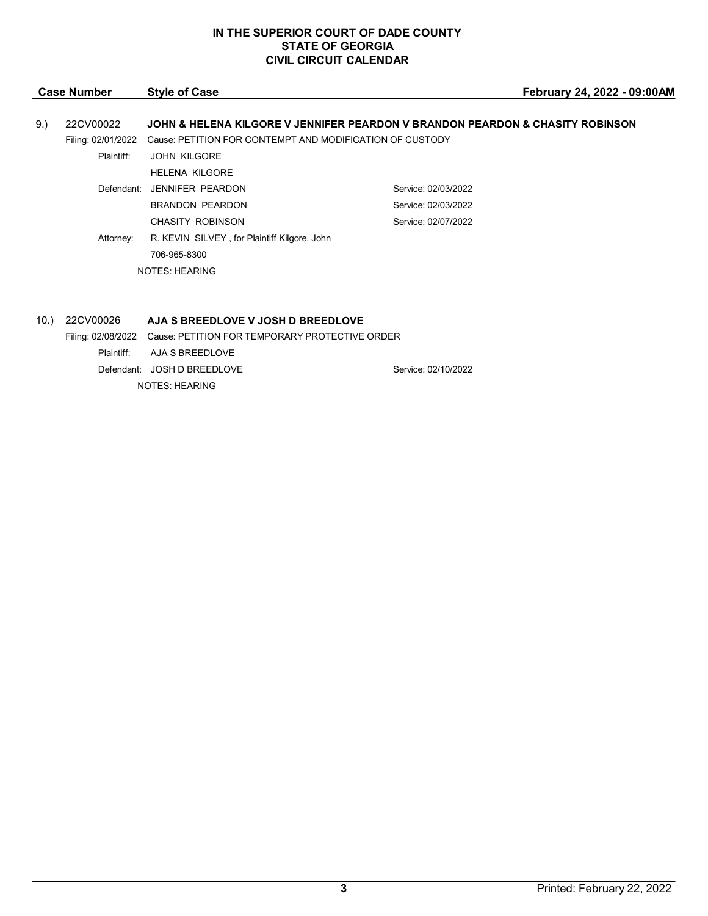**IN THE SUPERIOR COURT OF DADE COUNTY**
**STATE OF GEORGIA**
**CIVIL CIRCUIT CALENDAR**

| Case Number | Style of Case | | February 24, 2022 - 09:00AM |
|---|---|---|---|

9.) 22CV00022 **JOHN & HELENA KILGORE V JENNIFER PEARDON V BRANDON PEARDON & CHASITY ROBINSON**

Filing: 02/01/2022 Cause: PETITION FOR CONTEMPT AND MODIFICATION OF CUSTODY

Plaintiff: JOHN KILGORE
HELENA KILGORE

| | | |
|---|---|---|
| Defendant: | JENNIFER PEARDON | Service: 02/03/2022 |
| | BRANDON PEARDON | Service: 02/03/2022 |
| | CHASITY ROBINSON | Service: 02/07/2022 |

Attorney: R. KEVIN SILVEY , for Plaintiff Kilgore, John
706-965-8300

NOTES: HEARING

---

10.) 22CV00026 **AJA S BREEDLOVE V JOSH D BREEDLOVE**

Filing: 02/08/2022 Cause: PETITION FOR TEMPORARY PROTECTIVE ORDER

Plaintiff: AJA S BREEDLOVE

Defendant: JOSH D BREEDLOVE Service: 02/10/2022

NOTES: HEARING

---

Printed: February 22, 2022